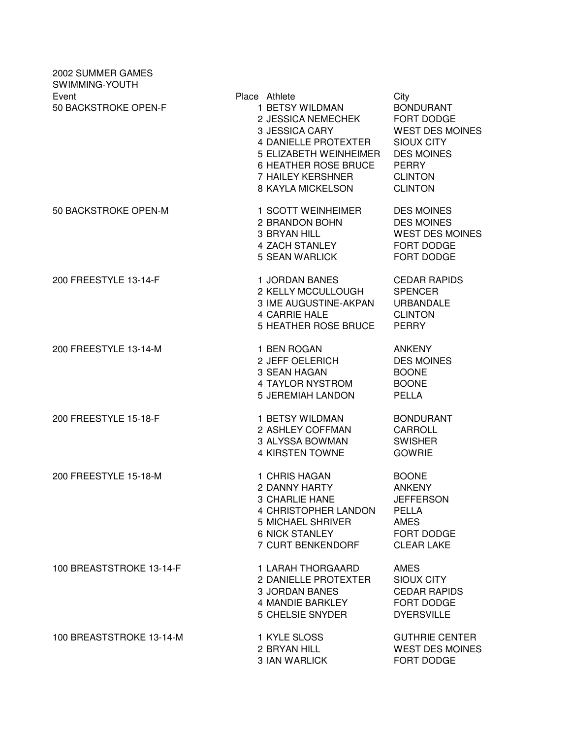2002 SUMMER GAMES
SWIMMING-YOUTH

| Event | Place | Athlete | City |
|---|---|---|---|
| 50 BACKSTROKE OPEN-F | 1 | BETSY WILDMAN | BONDURANT |
| | 2 | JESSICA NEMECHEK | FORT DODGE |
| | 3 | JESSICA CARY | WEST DES MOINES |
| | 4 | DANIELLE PROTEXTER | SIOUX CITY |
| | 5 | ELIZABETH WEINHEIMER | DES MOINES |
| | 6 | HEATHER ROSE BRUCE | PERRY |
| | 7 | HAILEY KERSHNER | CLINTON |
| | 8 | KAYLA MICKELSON | CLINTON |
| 50 BACKSTROKE OPEN-M | 1 | SCOTT WEINHEIMER | DES MOINES |
| | 2 | BRANDON BOHN | DES MOINES |
| | 3 | BRYAN HILL | WEST DES MOINES |
| | 4 | ZACH STANLEY | FORT DODGE |
| | 5 | SEAN WARLICK | FORT DODGE |
| 200 FREESTYLE 13-14-F | 1 | JORDAN BANES | CEDAR RAPIDS |
| | 2 | KELLY MCCULLOUGH | SPENCER |
| | 3 | IME AUGUSTINE-AKPAN | URBANDALE |
| | 4 | CARRIE HALE | CLINTON |
| | 5 | HEATHER ROSE BRUCE | PERRY |
| 200 FREESTYLE 13-14-M | 1 | BEN ROGAN | ANKENY |
| | 2 | JEFF OELERICH | DES MOINES |
| | 3 | SEAN HAGAN | BOONE |
| | 4 | TAYLOR NYSTROM | BOONE |
| | 5 | JEREMIAH LANDON | PELLA |
| 200 FREESTYLE 15-18-F | 1 | BETSY WILDMAN | BONDURANT |
| | 2 | ASHLEY COFFMAN | CARROLL |
| | 3 | ALYSSA BOWMAN | SWISHER |
| | 4 | KIRSTEN TOWNE | GOWRIE |
| 200 FREESTYLE 15-18-M | 1 | CHRIS HAGAN | BOONE |
| | 2 | DANNY HARTY | ANKENY |
| | 3 | CHARLIE HANE | JEFFERSON |
| | 4 | CHRISTOPHER LANDON | PELLA |
| | 5 | MICHAEL SHRIVER | AMES |
| | 6 | NICK STANLEY | FORT DODGE |
| | 7 | CURT BENKENDORF | CLEAR LAKE |
| 100 BREASTSTROKE 13-14-F | 1 | LARAH THORGAARD | AMES |
| | 2 | DANIELLE PROTEXTER | SIOUX CITY |
| | 3 | JORDAN BANES | CEDAR RAPIDS |
| | 4 | MANDIE BARKLEY | FORT DODGE |
| | 5 | CHELSIE SNYDER | DYERSVILLE |
| 100 BREASTSTROKE 13-14-M | 1 | KYLE SLOSS | GUTHRIE CENTER |
| | 2 | BRYAN HILL | WEST DES MOINES |
| | 3 | IAN WARLICK | FORT DODGE |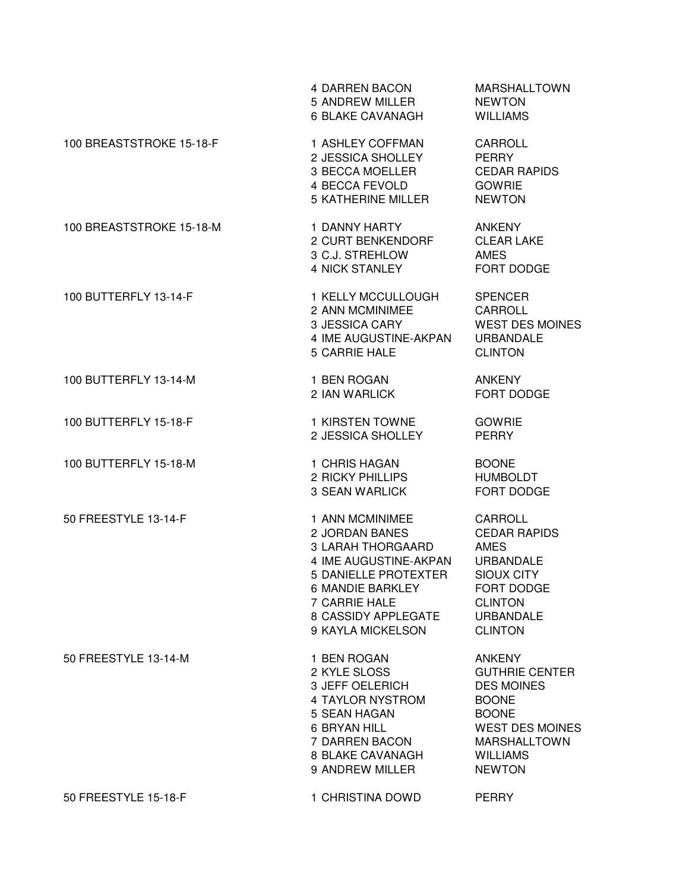| Event | Place | Name | City |
|---|---|---|---|
| | 4 | DARREN BACON | MARSHALLTOWN |
| | 5 | ANDREW MILLER | NEWTON |
| | 6 | BLAKE CAVANAGH | WILLIAMS |
| 100 BREASTSTROKE 15-18-F | 1 | ASHLEY COFFMAN | CARROLL |
| | 2 | JESSICA SHOLLEY | PERRY |
| | 3 | BECCA MOELLER | CEDAR RAPIDS |
| | 4 | BECCA FEVOLD | GOWRIE |
| | 5 | KATHERINE MILLER | NEWTON |
| 100 BREASTSTROKE 15-18-M | 1 | DANNY HARTY | ANKENY |
| | 2 | CURT BENKENDORF | CLEAR LAKE |
| | 3 | C.J. STREHLOW | AMES |
| | 4 | NICK STANLEY | FORT DODGE |
| 100 BUTTERFLY 13-14-F | 1 | KELLY MCCULLOUGH | SPENCER |
| | 2 | ANN MCMINIMEE | CARROLL |
| | 3 | JESSICA CARY | WEST DES MOINES |
| | 4 | IME AUGUSTINE-AKPAN | URBANDALE |
| | 5 | CARRIE HALE | CLINTON |
| 100 BUTTERFLY 13-14-M | 1 | BEN ROGAN | ANKENY |
| | 2 | IAN WARLICK | FORT DODGE |
| 100 BUTTERFLY 15-18-F | 1 | KIRSTEN TOWNE | GOWRIE |
| | 2 | JESSICA SHOLLEY | PERRY |
| 100 BUTTERFLY 15-18-M | 1 | CHRIS HAGAN | BOONE |
| | 2 | RICKY PHILLIPS | HUMBOLDT |
| | 3 | SEAN WARLICK | FORT DODGE |
| 50 FREESTYLE 13-14-F | 1 | ANN MCMINIMEE | CARROLL |
| | 2 | JORDAN BANES | CEDAR RAPIDS |
| | 3 | LARAH THORGAARD | AMES |
| | 4 | IME AUGUSTINE-AKPAN | URBANDALE |
| | 5 | DANIELLE PROTEXTER | SIOUX CITY |
| | 6 | MANDIE BARKLEY | FORT DODGE |
| | 7 | CARRIE HALE | CLINTON |
| | 8 | CASSIDY APPLEGATE | URBANDALE |
| | 9 | KAYLA MICKELSON | CLINTON |
| 50 FREESTYLE 13-14-M | 1 | BEN ROGAN | ANKENY |
| | 2 | KYLE SLOSS | GUTHRIE CENTER |
| | 3 | JEFF OELERICH | DES MOINES |
| | 4 | TAYLOR NYSTROM | BOONE |
| | 5 | SEAN HAGAN | BOONE |
| | 6 | BRYAN HILL | WEST DES MOINES |
| | 7 | DARREN BACON | MARSHALLTOWN |
| | 8 | BLAKE CAVANAGH | WILLIAMS |
| | 9 | ANDREW MILLER | NEWTON |
| 50 FREESTYLE 15-18-F | 1 | CHRISTINA DOWD | PERRY |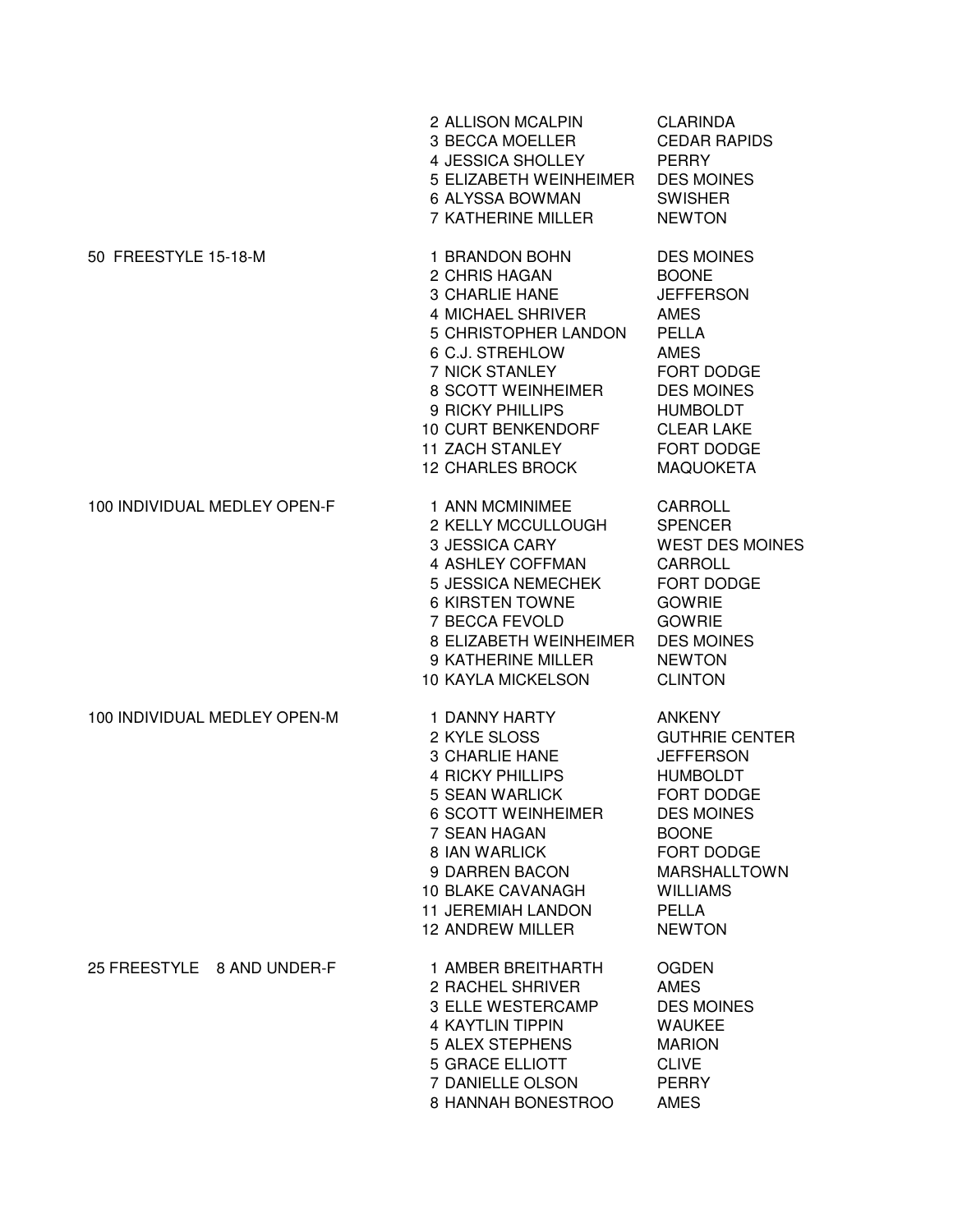| Event | Place | Name | City |
| --- | --- | --- | --- |
| | 2 | ALLISON MCALPIN | CLARINDA |
| | 3 | BECCA MOELLER | CEDAR RAPIDS |
| | 4 | JESSICA SHOLLEY | PERRY |
| | 5 | ELIZABETH WEINHEIMER | DES MOINES |
| | 6 | ALYSSA BOWMAN | SWISHER |
| | 7 | KATHERINE MILLER | NEWTON |
| 50 FREESTYLE 15-18-M | 1 | BRANDON BOHN | DES MOINES |
| | 2 | CHRIS HAGAN | BOONE |
| | 3 | CHARLIE HANE | JEFFERSON |
| | 4 | MICHAEL SHRIVER | AMES |
| | 5 | CHRISTOPHER LANDON | PELLA |
| | 6 | C.J. STREHLOW | AMES |
| | 7 | NICK STANLEY | FORT DODGE |
| | 8 | SCOTT WEINHEIMER | DES MOINES |
| | 9 | RICKY PHILLIPS | HUMBOLDT |
| | 10 | CURT BENKENDORF | CLEAR LAKE |
| | 11 | ZACH STANLEY | FORT DODGE |
| | 12 | CHARLES BROCK | MAQUOKETA |
| 100 INDIVIDUAL MEDLEY OPEN-F | 1 | ANN MCMINIMEE | CARROLL |
| | 2 | KELLY MCCULLOUGH | SPENCER |
| | 3 | JESSICA CARY | WEST DES MOINES |
| | 4 | ASHLEY COFFMAN | CARROLL |
| | 5 | JESSICA NEMECHEK | FORT DODGE |
| | 6 | KIRSTEN TOWNE | GOWRIE |
| | 7 | BECCA FEVOLD | GOWRIE |
| | 8 | ELIZABETH WEINHEIMER | DES MOINES |
| | 9 | KATHERINE MILLER | NEWTON |
| | 10 | KAYLA MICKELSON | CLINTON |
| 100 INDIVIDUAL MEDLEY OPEN-M | 1 | DANNY HARTY | ANKENY |
| | 2 | KYLE SLOSS | GUTHRIE CENTER |
| | 3 | CHARLIE HANE | JEFFERSON |
| | 4 | RICKY PHILLIPS | HUMBOLDT |
| | 5 | SEAN WARLICK | FORT DODGE |
| | 6 | SCOTT WEINHEIMER | DES MOINES |
| | 7 | SEAN HAGAN | BOONE |
| | 8 | IAN WARLICK | FORT DODGE |
| | 9 | DARREN BACON | MARSHALLTOWN |
| | 10 | BLAKE CAVANAGH | WILLIAMS |
| | 11 | JEREMIAH LANDON | PELLA |
| | 12 | ANDREW MILLER | NEWTON |
| 25 FREESTYLE 8 AND UNDER-F | 1 | AMBER BREITHARTH | OGDEN |
| | 2 | RACHEL SHRIVER | AMES |
| | 3 | ELLE WESTERCAMP | DES MOINES |
| | 4 | KAYTLIN TIPPIN | WAUKEE |
| | 5 | ALEX STEPHENS | MARION |
| | 5 | GRACE ELLIOTT | CLIVE |
| | 7 | DANIELLE OLSON | PERRY |
| | 8 | HANNAH BONESTROO | AMES |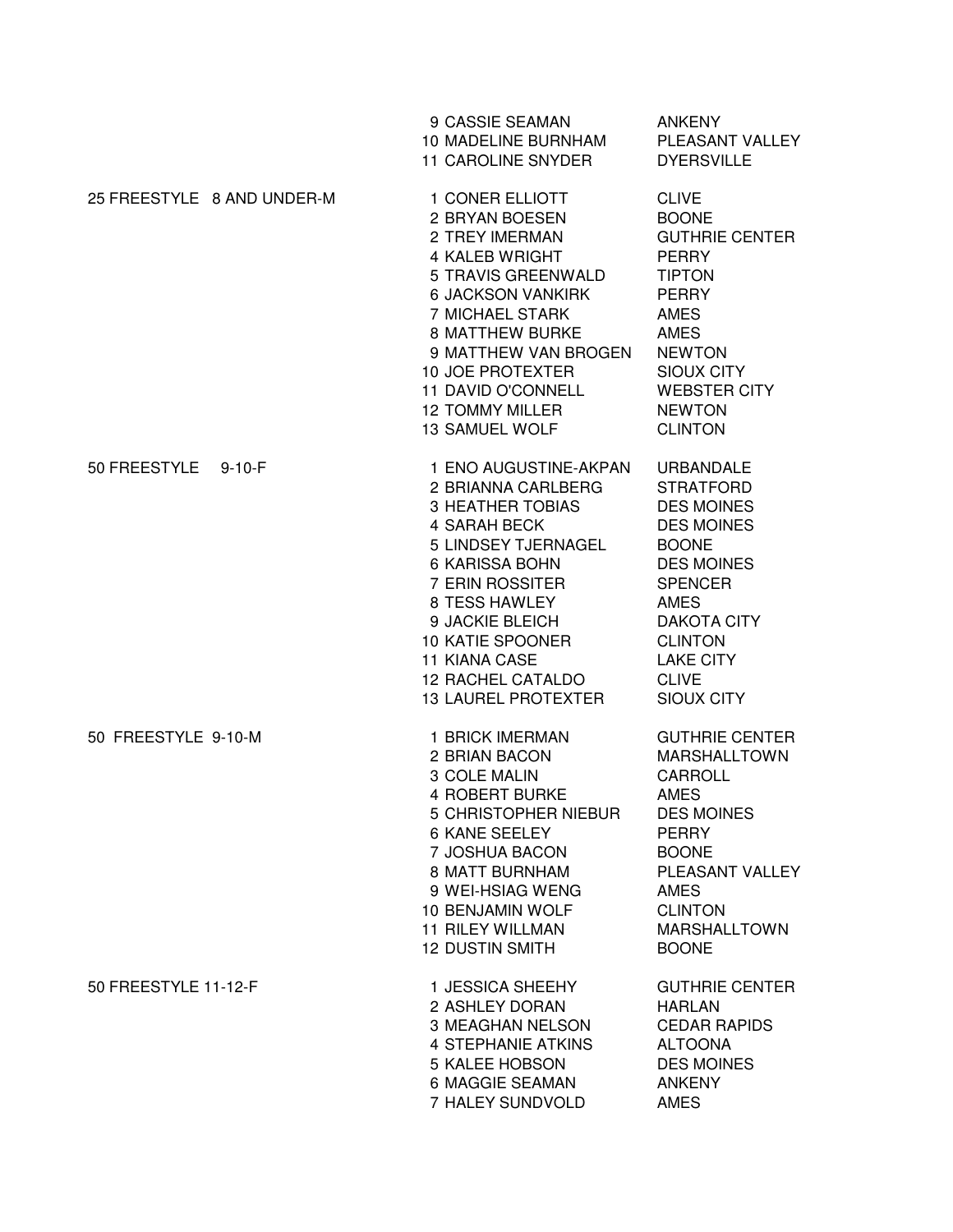| Event | Place | Name | Team |
|---|---|---|---|
| | 9 | CASSIE SEAMAN | ANKENY |
| | 10 | MADELINE BURNHAM | PLEASANT VALLEY |
| | 11 | CAROLINE SNYDER | DYERSVILLE |
| 25 FREESTYLE 8 AND UNDER-M | 1 | CONER ELLIOTT | CLIVE |
| | 2 | BRYAN BOESEN | BOONE |
| | 2 | TREY IMERMAN | GUTHRIE CENTER |
| | 4 | KALEB WRIGHT | PERRY |
| | 5 | TRAVIS GREENWALD | TIPTON |
| | 6 | JACKSON VANKIRK | PERRY |
| | 7 | MICHAEL STARK | AMES |
| | 8 | MATTHEW BURKE | AMES |
| | 9 | MATTHEW VAN BROGEN | NEWTON |
| | 10 | JOE PROTEXTER | SIOUX CITY |
| | 11 | DAVID O'CONNELL | WEBSTER CITY |
| | 12 | TOMMY MILLER | NEWTON |
| | 13 | SAMUEL WOLF | CLINTON |
| 50 FREESTYLE 9-10-F | 1 | ENO AUGUSTINE-AKPAN | URBANDALE |
| | 2 | BRIANNA CARLBERG | STRATFORD |
| | 3 | HEATHER TOBIAS | DES MOINES |
| | 4 | SARAH BECK | DES MOINES |
| | 5 | LINDSEY TJERNAGEL | BOONE |
| | 6 | KARISSA BOHN | DES MOINES |
| | 7 | ERIN ROSSITER | SPENCER |
| | 8 | TESS HAWLEY | AMES |
| | 9 | JACKIE BLEICH | DAKOTA CITY |
| | 10 | KATIE SPOONER | CLINTON |
| | 11 | KIANA CASE | LAKE CITY |
| | 12 | RACHEL CATALDO | CLIVE |
| | 13 | LAUREL PROTEXTER | SIOUX CITY |
| 50 FREESTYLE 9-10-M | 1 | BRICK IMERMAN | GUTHRIE CENTER |
| | 2 | BRIAN BACON | MARSHALLTOWN |
| | 3 | COLE MALIN | CARROLL |
| | 4 | ROBERT BURKE | AMES |
| | 5 | CHRISTOPHER NIEBUR | DES MOINES |
| | 6 | KANE SEELEY | PERRY |
| | 7 | JOSHUA BACON | BOONE |
| | 8 | MATT BURNHAM | PLEASANT VALLEY |
| | 9 | WEI-HSIAG WENG | AMES |
| | 10 | BENJAMIN WOLF | CLINTON |
| | 11 | RILEY WILLMAN | MARSHALLTOWN |
| | 12 | DUSTIN SMITH | BOONE |
| 50 FREESTYLE 11-12-F | 1 | JESSICA SHEEHY | GUTHRIE CENTER |
| | 2 | ASHLEY DORAN | HARLAN |
| | 3 | MEAGHAN NELSON | CEDAR RAPIDS |
| | 4 | STEPHANIE ATKINS | ALTOONA |
| | 5 | KALEE HOBSON | DES MOINES |
| | 6 | MAGGIE SEAMAN | ANKENY |
| | 7 | HALEY SUNDVOLD | AMES |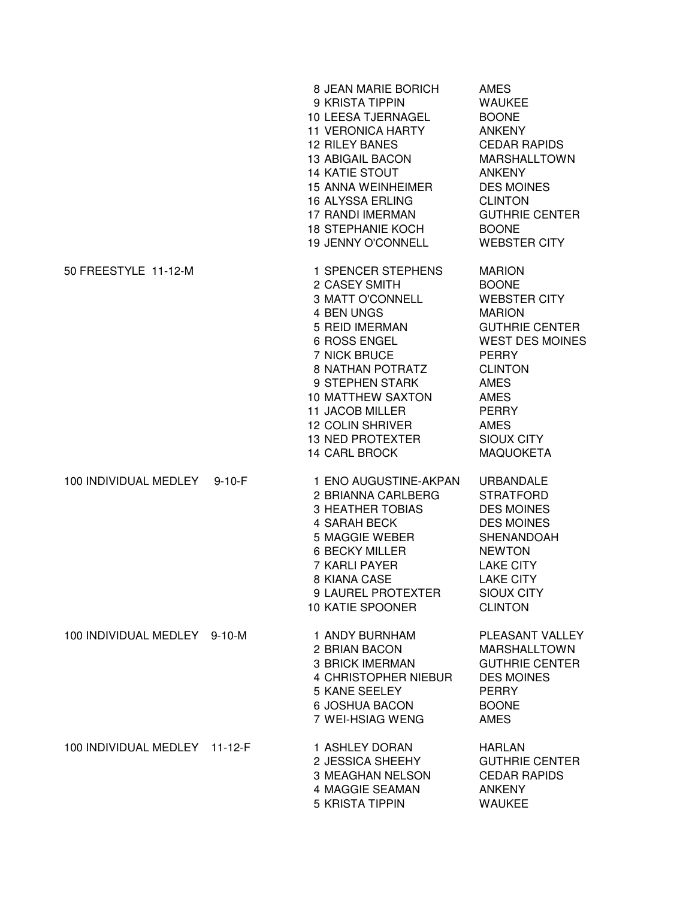| Event | Place | Name | Team |
|---|---|---|---|
| | 8 | JEAN MARIE BORICH | AMES |
| | 9 | KRISTA TIPPIN | WAUKEE |
| | 10 | LEESA TJERNAGEL | BOONE |
| | 11 | VERONICA HARTY | ANKENY |
| | 12 | RILEY BANES | CEDAR RAPIDS |
| | 13 | ABIGAIL BACON | MARSHALLTOWN |
| | 14 | KATIE STOUT | ANKENY |
| | 15 | ANNA WEINHEIMER | DES MOINES |
| | 16 | ALYSSA ERLING | CLINTON |
| | 17 | RANDI IMERMAN | GUTHRIE CENTER |
| | 18 | STEPHANIE KOCH | BOONE |
| | 19 | JENNY O'CONNELL | WEBSTER CITY |
| 50 FREESTYLE 11-12-M | 1 | SPENCER STEPHENS | MARION |
| | 2 | CASEY SMITH | BOONE |
| | 3 | MATT O'CONNELL | WEBSTER CITY |
| | 4 | BEN UNGS | MARION |
| | 5 | REID IMERMAN | GUTHRIE CENTER |
| | 6 | ROSS ENGEL | WEST DES MOINES |
| | 7 | NICK BRUCE | PERRY |
| | 8 | NATHAN POTRATZ | CLINTON |
| | 9 | STEPHEN STARK | AMES |
| | 10 | MATTHEW SAXTON | AMES |
| | 11 | JACOB MILLER | PERRY |
| | 12 | COLIN SHRIVER | AMES |
| | 13 | NED PROTEXTER | SIOUX CITY |
| | 14 | CARL BROCK | MAQUOKETA |
| 100 INDIVIDUAL MEDLEY 9-10-F | 1 | ENO AUGUSTINE-AKPAN | URBANDALE |
| | 2 | BRIANNA CARLBERG | STRATFORD |
| | 3 | HEATHER TOBIAS | DES MOINES |
| | 4 | SARAH BECK | DES MOINES |
| | 5 | MAGGIE WEBER | SHENANDOAH |
| | 6 | BECKY MILLER | NEWTON |
| | 7 | KARLI PAYER | LAKE CITY |
| | 8 | KIANA CASE | LAKE CITY |
| | 9 | LAUREL PROTEXTER | SIOUX CITY |
| | 10 | KATIE SPOONER | CLINTON |
| 100 INDIVIDUAL MEDLEY 9-10-M | 1 | ANDY BURNHAM | PLEASANT VALLEY |
| | 2 | BRIAN BACON | MARSHALLTOWN |
| | 3 | BRICK IMERMAN | GUTHRIE CENTER |
| | 4 | CHRISTOPHER NIEBUR | DES MOINES |
| | 5 | KANE SEELEY | PERRY |
| | 6 | JOSHUA BACON | BOONE |
| | 7 | WEI-HSIAG WENG | AMES |
| 100 INDIVIDUAL MEDLEY 11-12-F | 1 | ASHLEY DORAN | HARLAN |
| | 2 | JESSICA SHEEHY | GUTHRIE CENTER |
| | 3 | MEAGHAN NELSON | CEDAR RAPIDS |
| | 4 | MAGGIE SEAMAN | ANKENY |
| | 5 | KRISTA TIPPIN | WAUKEE |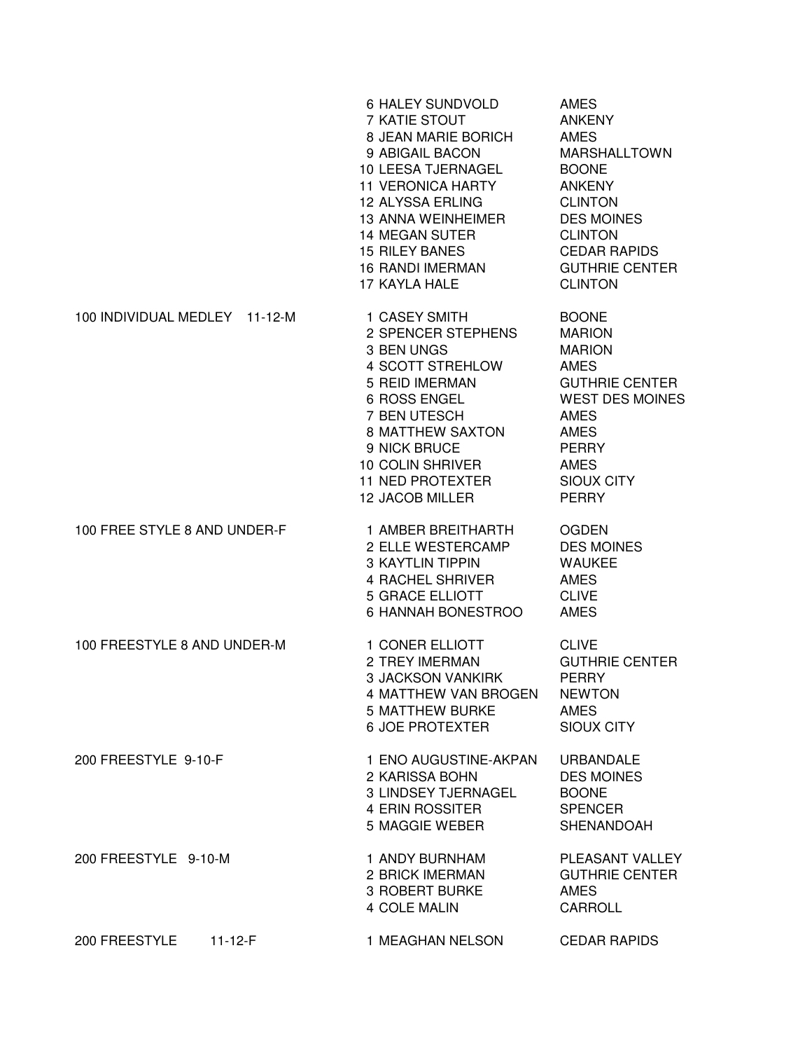| Event | Place | Name | City |
|---|---|---|---|
| | 6 | HALEY SUNDVOLD | AMES |
| | 7 | KATIE STOUT | ANKENY |
| | 8 | JEAN MARIE BORICH | AMES |
| | 9 | ABIGAIL BACON | MARSHALLTOWN |
| | 10 | LEESA TJERNAGEL | BOONE |
| | 11 | VERONICA HARTY | ANKENY |
| | 12 | ALYSSA ERLING | CLINTON |
| | 13 | ANNA WEINHEIMER | DES MOINES |
| | 14 | MEGAN SUTER | CLINTON |
| | 15 | RILEY BANES | CEDAR RAPIDS |
| | 16 | RANDI IMERMAN | GUTHRIE CENTER |
| | 17 | KAYLA HALE | CLINTON |
| 100 INDIVIDUAL MEDLEY 11-12-M | 1 | CASEY SMITH | BOONE |
| | 2 | SPENCER STEPHENS | MARION |
| | 3 | BEN UNGS | MARION |
| | 4 | SCOTT STREHLOW | AMES |
| | 5 | REID IMERMAN | GUTHRIE CENTER |
| | 6 | ROSS ENGEL | WEST DES MOINES |
| | 7 | BEN UTESCH | AMES |
| | 8 | MATTHEW SAXTON | AMES |
| | 9 | NICK BRUCE | PERRY |
| | 10 | COLIN SHRIVER | AMES |
| | 11 | NED PROTEXTER | SIOUX CITY |
| | 12 | JACOB MILLER | PERRY |
| 100 FREE STYLE 8 AND UNDER-F | 1 | AMBER BREITHARTH | OGDEN |
| | 2 | ELLE WESTERCAMP | DES MOINES |
| | 3 | KAYTLIN TIPPIN | WAUKEE |
| | 4 | RACHEL SHRIVER | AMES |
| | 5 | GRACE ELLIOTT | CLIVE |
| | 6 | HANNAH BONESTROO | AMES |
| 100 FREESTYLE 8 AND UNDER-M | 1 | CONER ELLIOTT | CLIVE |
| | 2 | TREY IMERMAN | GUTHRIE CENTER |
| | 3 | JACKSON VANKIRK | PERRY |
| | 4 | MATTHEW VAN BROGEN | NEWTON |
| | 5 | MATTHEW BURKE | AMES |
| | 6 | JOE PROTEXTER | SIOUX CITY |
| 200 FREESTYLE 9-10-F | 1 | ENO AUGUSTINE-AKPAN | URBANDALE |
| | 2 | KARISSA BOHN | DES MOINES |
| | 3 | LINDSEY TJERNAGEL | BOONE |
| | 4 | ERIN ROSSITER | SPENCER |
| | 5 | MAGGIE WEBER | SHENANDOAH |
| 200 FREESTYLE 9-10-M | 1 | ANDY BURNHAM | PLEASANT VALLEY |
| | 2 | BRICK IMERMAN | GUTHRIE CENTER |
| | 3 | ROBERT BURKE | AMES |
| | 4 | COLE MALIN | CARROLL |
| 200 FREESTYLE 11-12-F | 1 | MEAGHAN NELSON | CEDAR RAPIDS |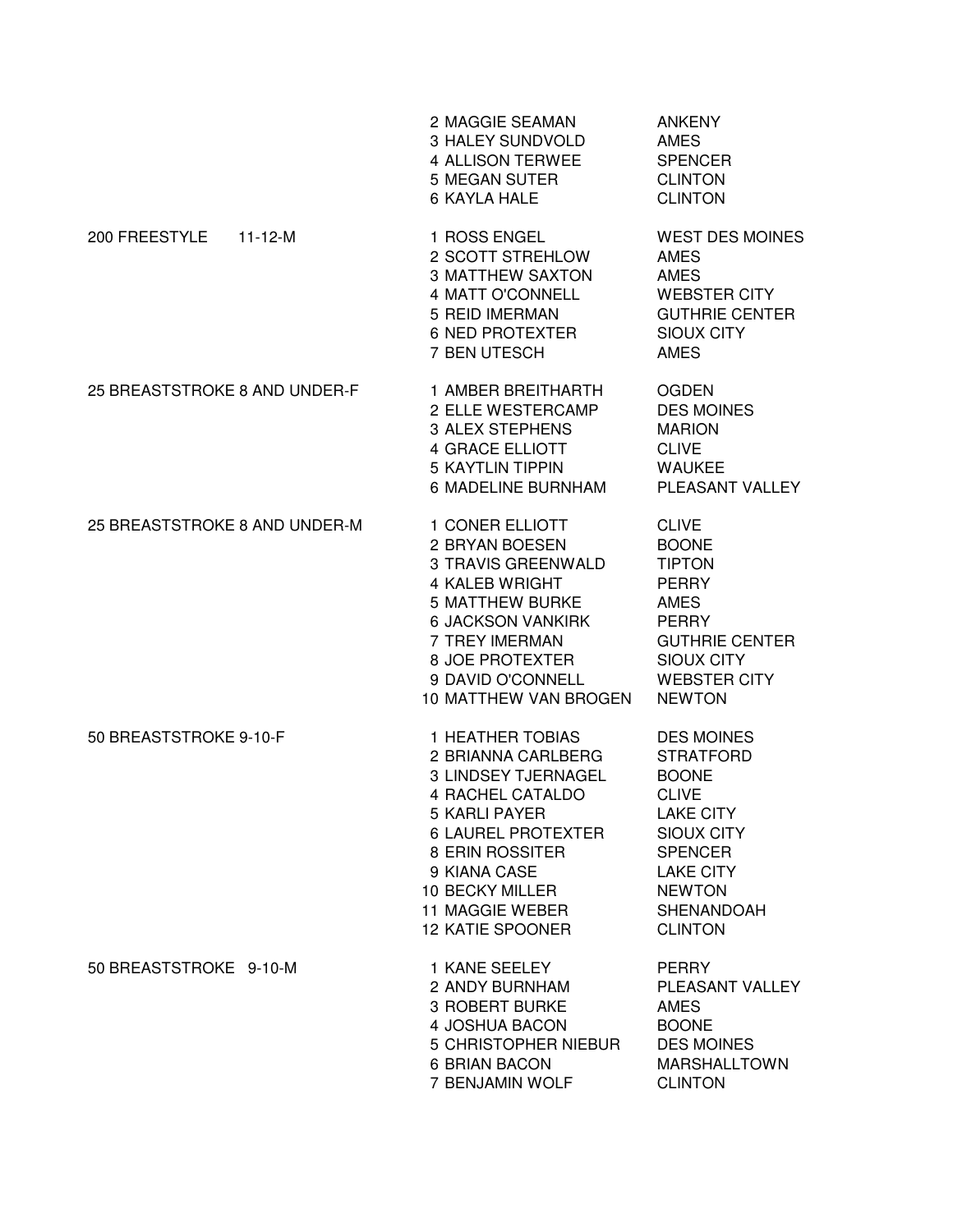| Event | Place | Name | City |
|---|---|---|---|
| | 2 | MAGGIE SEAMAN | ANKENY |
| | 3 | HALEY SUNDVOLD | AMES |
| | 4 | ALLISON TERWEE | SPENCER |
| | 5 | MEGAN SUTER | CLINTON |
| | 6 | KAYLA HALE | CLINTON |
| 200 FREESTYLE 11-12-M | 1 | ROSS ENGEL | WEST DES MOINES |
| | 2 | SCOTT STREHLOW | AMES |
| | 3 | MATTHEW SAXTON | AMES |
| | 4 | MATT O'CONNELL | WEBSTER CITY |
| | 5 | REID IMERMAN | GUTHRIE CENTER |
| | 6 | NED PROTEXTER | SIOUX CITY |
| | 7 | BEN UTESCH | AMES |
| 25 BREASTSTROKE 8 AND UNDER-F | 1 | AMBER BREITHARTH | OGDEN |
| | 2 | ELLE WESTERCAMP | DES MOINES |
| | 3 | ALEX STEPHENS | MARION |
| | 4 | GRACE ELLIOTT | CLIVE |
| | 5 | KAYTLIN TIPPIN | WAUKEE |
| | 6 | MADELINE BURNHAM | PLEASANT VALLEY |
| 25 BREASTSTROKE 8 AND UNDER-M | 1 | CONER ELLIOTT | CLIVE |
| | 2 | BRYAN BOESEN | BOONE |
| | 3 | TRAVIS GREENWALD | TIPTON |
| | 4 | KALEB WRIGHT | PERRY |
| | 5 | MATTHEW BURKE | AMES |
| | 6 | JACKSON VANKIRK | PERRY |
| | 7 | TREY IMERMAN | GUTHRIE CENTER |
| | 8 | JOE PROTEXTER | SIOUX CITY |
| | 9 | DAVID O'CONNELL | WEBSTER CITY |
| | 10 | MATTHEW VAN BROGEN | NEWTON |
| 50 BREASTSTROKE 9-10-F | 1 | HEATHER TOBIAS | DES MOINES |
| | 2 | BRIANNA CARLBERG | STRATFORD |
| | 3 | LINDSEY TJERNAGEL | BOONE |
| | 4 | RACHEL CATALDO | CLIVE |
| | 5 | KARLI PAYER | LAKE CITY |
| | 6 | LAUREL PROTEXTER | SIOUX CITY |
| | 8 | ERIN ROSSITER | SPENCER |
| | 9 | KIANA CASE | LAKE CITY |
| | 10 | BECKY MILLER | NEWTON |
| | 11 | MAGGIE WEBER | SHENANDOAH |
| | 12 | KATIE SPOONER | CLINTON |
| 50 BREASTSTROKE 9-10-M | 1 | KANE SEELEY | PERRY |
| | 2 | ANDY BURNHAM | PLEASANT VALLEY |
| | 3 | ROBERT BURKE | AMES |
| | 4 | JOSHUA BACON | BOONE |
| | 5 | CHRISTOPHER NIEBUR | DES MOINES |
| | 6 | BRIAN BACON | MARSHALLTOWN |
| | 7 | BENJAMIN WOLF | CLINTON |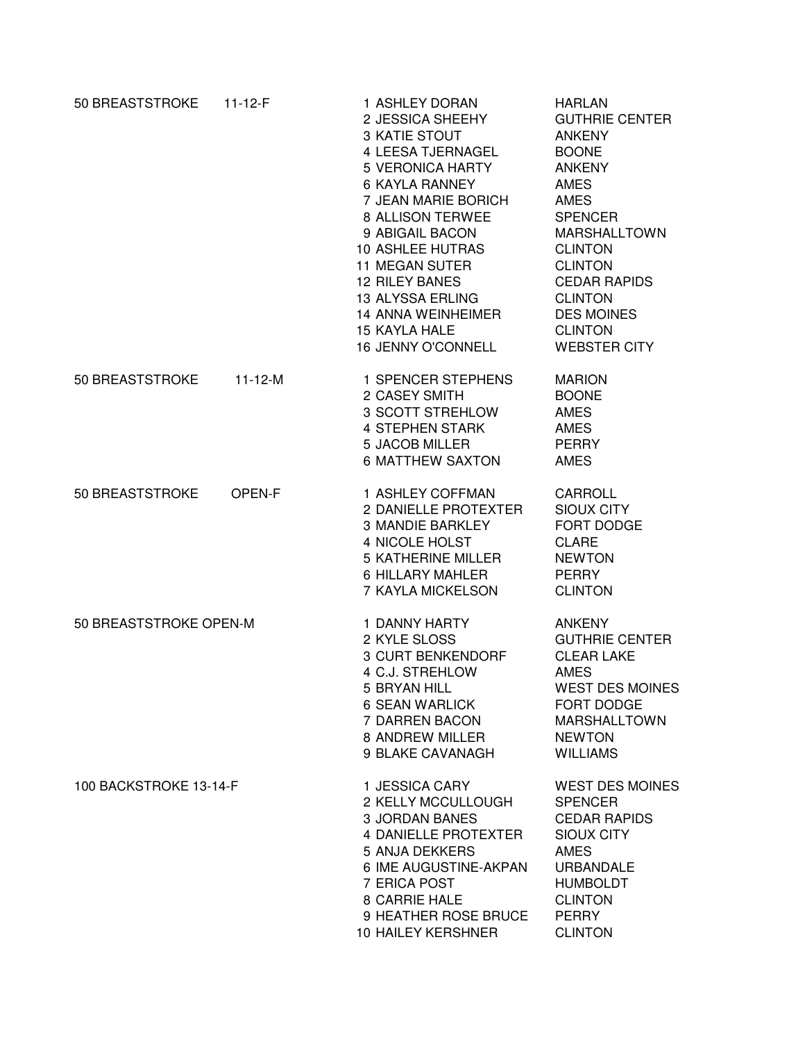| Event | Place | Name | Team |
|---|---|---|---|
| 50 BREASTSTROKE 11-12-F | 1 | ASHLEY DORAN | HARLAN |
| | 2 | JESSICA SHEEHY | GUTHRIE CENTER |
| | 3 | KATIE STOUT | ANKENY |
| | 4 | LEESA TJERNAGEL | BOONE |
| | 5 | VERONICA HARTY | ANKENY |
| | 6 | KAYLA RANNEY | AMES |
| | 7 | JEAN MARIE BORICH | AMES |
| | 8 | ALLISON TERWEE | SPENCER |
| | 9 | ABIGAIL BACON | MARSHALLTOWN |
| | 10 | ASHLEE HUTRAS | CLINTON |
| | 11 | MEGAN SUTER | CLINTON |
| | 12 | RILEY BANES | CEDAR RAPIDS |
| | 13 | ALYSSA ERLING | CLINTON |
| | 14 | ANNA WEINHEIMER | DES MOINES |
| | 15 | KAYLA HALE | CLINTON |
| | 16 | JENNY O'CONNELL | WEBSTER CITY |
| 50 BREASTSTROKE 11-12-M | 1 | SPENCER STEPHENS | MARION |
| | 2 | CASEY SMITH | BOONE |
| | 3 | SCOTT STREHLOW | AMES |
| | 4 | STEPHEN STARK | AMES |
| | 5 | JACOB MILLER | PERRY |
| | 6 | MATTHEW SAXTON | AMES |
| 50 BREASTSTROKE OPEN-F | 1 | ASHLEY COFFMAN | CARROLL |
| | 2 | DANIELLE PROTEXTER | SIOUX CITY |
| | 3 | MANDIE BARKLEY | FORT DODGE |
| | 4 | NICOLE HOLST | CLARE |
| | 5 | KATHERINE MILLER | NEWTON |
| | 6 | HILLARY MAHLER | PERRY |
| | 7 | KAYLA MICKELSON | CLINTON |
| 50 BREASTSTROKE OPEN-M | 1 | DANNY HARTY | ANKENY |
| | 2 | KYLE SLOSS | GUTHRIE CENTER |
| | 3 | CURT BENKENDORF | CLEAR LAKE |
| | 4 | C.J. STREHLOW | AMES |
| | 5 | BRYAN HILL | WEST DES MOINES |
| | 6 | SEAN WARLICK | FORT DODGE |
| | 7 | DARREN BACON | MARSHALLTOWN |
| | 8 | ANDREW MILLER | NEWTON |
| | 9 | BLAKE CAVANAGH | WILLIAMS |
| 100 BACKSTROKE 13-14-F | 1 | JESSICA CARY | WEST DES MOINES |
| | 2 | KELLY MCCULLOUGH | SPENCER |
| | 3 | JORDAN BANES | CEDAR RAPIDS |
| | 4 | DANIELLE PROTEXTER | SIOUX CITY |
| | 5 | ANJA DEKKERS | AMES |
| | 6 | IME AUGUSTINE-AKPAN | URBANDALE |
| | 7 | ERICA POST | HUMBOLDT |
| | 8 | CARRIE HALE | CLINTON |
| | 9 | HEATHER ROSE BRUCE | PERRY |
| | 10 | HAILEY KERSHNER | CLINTON |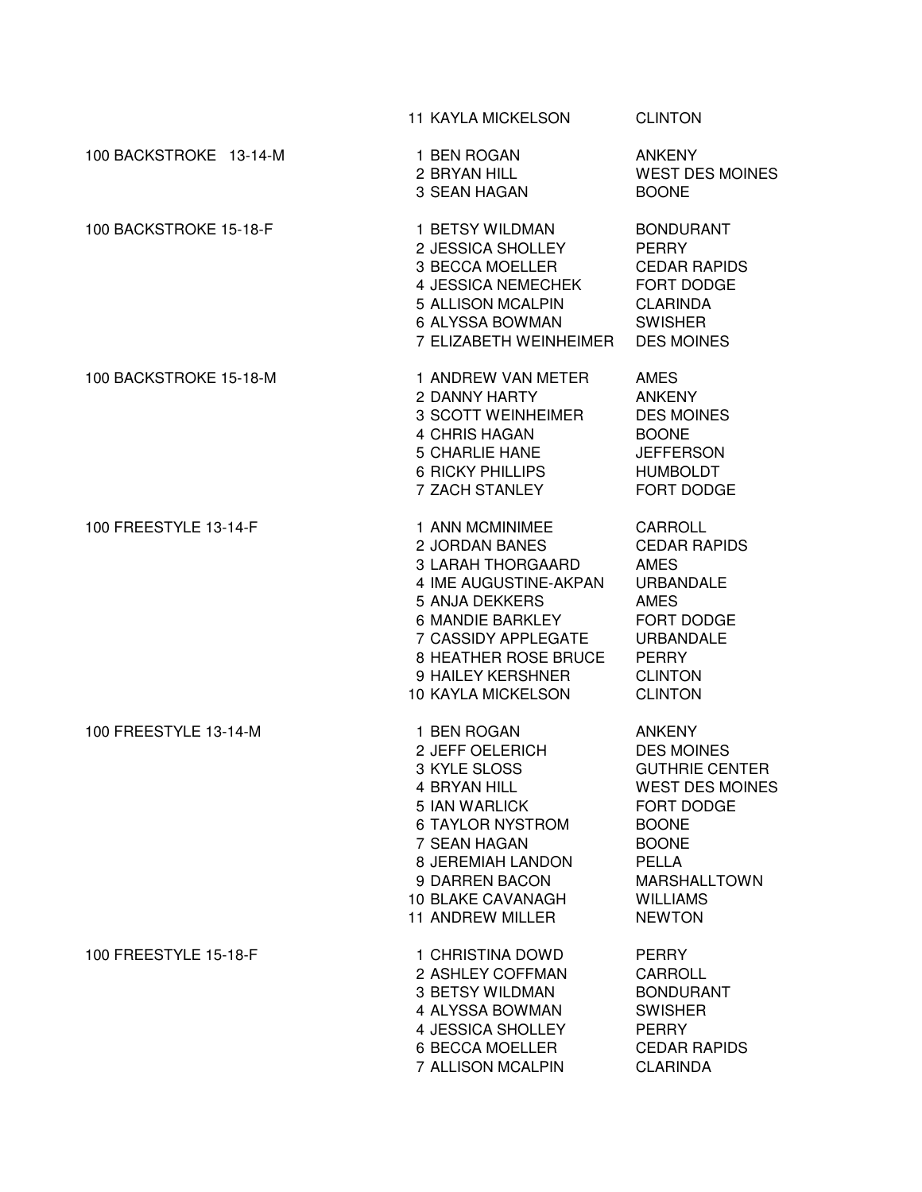| Event | Place | Name | City |
|---|---|---|---|
| | 11 | KAYLA MICKELSON | CLINTON |
| 100 BACKSTROKE 13-14-M | 1 | BEN ROGAN | ANKENY |
| | 2 | BRYAN HILL | WEST DES MOINES |
| | 3 | SEAN HAGAN | BOONE |
| 100 BACKSTROKE 15-18-F | 1 | BETSY WILDMAN | BONDURANT |
| | 2 | JESSICA SHOLLEY | PERRY |
| | 3 | BECCA MOELLER | CEDAR RAPIDS |
| | 4 | JESSICA NEMECHEK | FORT DODGE |
| | 5 | ALLISON MCALPIN | CLARINDA |
| | 6 | ALYSSA BOWMAN | SWISHER |
| | 7 | ELIZABETH WEINHEIMER | DES MOINES |
| 100 BACKSTROKE 15-18-M | 1 | ANDREW VAN METER | AMES |
| | 2 | DANNY HARTY | ANKENY |
| | 3 | SCOTT WEINHEIMER | DES MOINES |
| | 4 | CHRIS HAGAN | BOONE |
| | 5 | CHARLIE HANE | JEFFERSON |
| | 6 | RICKY PHILLIPS | HUMBOLDT |
| | 7 | ZACH STANLEY | FORT DODGE |
| 100 FREESTYLE 13-14-F | 1 | ANN MCMINIMEE | CARROLL |
| | 2 | JORDAN BANES | CEDAR RAPIDS |
| | 3 | LARAH THORGAARD | AMES |
| | 4 | IME AUGUSTINE-AKPAN | URBANDALE |
| | 5 | ANJA DEKKERS | AMES |
| | 6 | MANDIE BARKLEY | FORT DODGE |
| | 7 | CASSIDY APPLEGATE | URBANDALE |
| | 8 | HEATHER ROSE BRUCE | PERRY |
| | 9 | HAILEY KERSHNER | CLINTON |
| | 10 | KAYLA MICKELSON | CLINTON |
| 100 FREESTYLE 13-14-M | 1 | BEN ROGAN | ANKENY |
| | 2 | JEFF OELERICH | DES MOINES |
| | 3 | KYLE SLOSS | GUTHRIE CENTER |
| | 4 | BRYAN HILL | WEST DES MOINES |
| | 5 | IAN WARLICK | FORT DODGE |
| | 6 | TAYLOR NYSTROM | BOONE |
| | 7 | SEAN HAGAN | BOONE |
| | 8 | JEREMIAH LANDON | PELLA |
| | 9 | DARREN BACON | MARSHALLTOWN |
| | 10 | BLAKE CAVANAGH | WILLIAMS |
| | 11 | ANDREW MILLER | NEWTON |
| 100 FREESTYLE 15-18-F | 1 | CHRISTINA DOWD | PERRY |
| | 2 | ASHLEY COFFMAN | CARROLL |
| | 3 | BETSY WILDMAN | BONDURANT |
| | 4 | ALYSSA BOWMAN | SWISHER |
| | 4 | JESSICA SHOLLEY | PERRY |
| | 6 | BECCA MOELLER | CEDAR RAPIDS |
| | 7 | ALLISON MCALPIN | CLARINDA |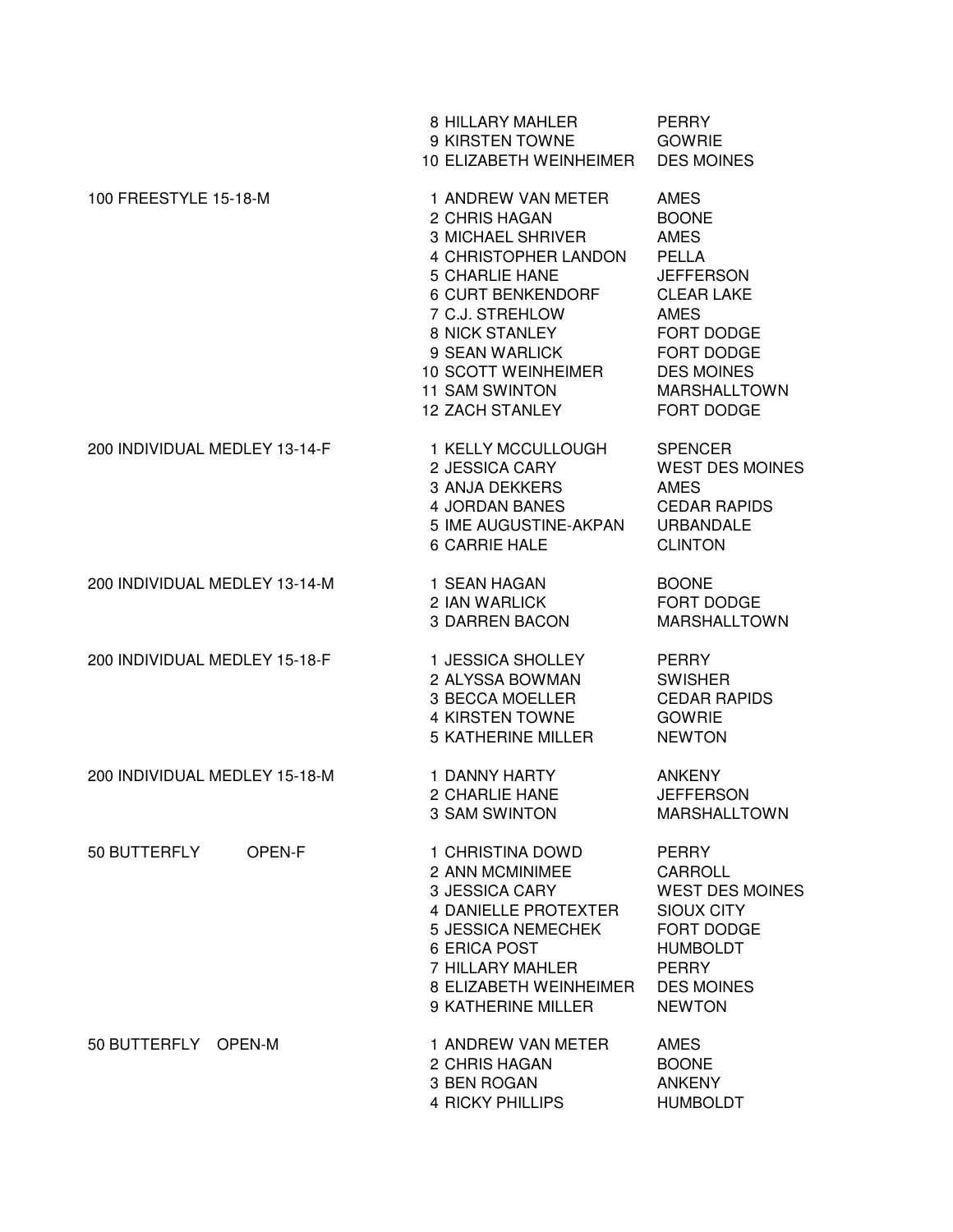| Event | Place | Name | City |
|---|---|---|---|
| | 8 | HILLARY MAHLER | PERRY |
| | 9 | KIRSTEN TOWNE | GOWRIE |
| | 10 | ELIZABETH WEINHEIMER | DES MOINES |
| 100 FREESTYLE 15-18-M | 1 | ANDREW VAN METER | AMES |
| | 2 | CHRIS HAGAN | BOONE |
| | 3 | MICHAEL SHRIVER | AMES |
| | 4 | CHRISTOPHER LANDON | PELLA |
| | 5 | CHARLIE HANE | JEFFERSON |
| | 6 | CURT BENKENDORF | CLEAR LAKE |
| | 7 | C.J. STREHLOW | AMES |
| | 8 | NICK STANLEY | FORT DODGE |
| | 9 | SEAN WARLICK | FORT DODGE |
| | 10 | SCOTT WEINHEIMER | DES MOINES |
| | 11 | SAM SWINTON | MARSHALLTOWN |
| | 12 | ZACH STANLEY | FORT DODGE |
| 200 INDIVIDUAL MEDLEY 13-14-F | 1 | KELLY MCCULLOUGH | SPENCER |
| | 2 | JESSICA CARY | WEST DES MOINES |
| | 3 | ANJA DEKKERS | AMES |
| | 4 | JORDAN BANES | CEDAR RAPIDS |
| | 5 | IME AUGUSTINE-AKPAN | URBANDALE |
| | 6 | CARRIE HALE | CLINTON |
| 200 INDIVIDUAL MEDLEY 13-14-M | 1 | SEAN HAGAN | BOONE |
| | 2 | IAN WARLICK | FORT DODGE |
| | 3 | DARREN BACON | MARSHALLTOWN |
| 200 INDIVIDUAL MEDLEY 15-18-F | 1 | JESSICA SHOLLEY | PERRY |
| | 2 | ALYSSA BOWMAN | SWISHER |
| | 3 | BECCA MOELLER | CEDAR RAPIDS |
| | 4 | KIRSTEN TOWNE | GOWRIE |
| | 5 | KATHERINE MILLER | NEWTON |
| 200 INDIVIDUAL MEDLEY 15-18-M | 1 | DANNY HARTY | ANKENY |
| | 2 | CHARLIE HANE | JEFFERSON |
| | 3 | SAM SWINTON | MARSHALLTOWN |
| 50 BUTTERFLY OPEN-F | 1 | CHRISTINA DOWD | PERRY |
| | 2 | ANN MCMINIMEE | CARROLL |
| | 3 | JESSICA CARY | WEST DES MOINES |
| | 4 | DANIELLE PROTEXTER | SIOUX CITY |
| | 5 | JESSICA NEMECHEK | FORT DODGE |
| | 6 | ERICA POST | HUMBOLDT |
| | 7 | HILLARY MAHLER | PERRY |
| | 8 | ELIZABETH WEINHEIMER | DES MOINES |
| | 9 | KATHERINE MILLER | NEWTON |
| 50 BUTTERFLY OPEN-M | 1 | ANDREW VAN METER | AMES |
| | 2 | CHRIS HAGAN | BOONE |
| | 3 | BEN ROGAN | ANKENY |
| | 4 | RICKY PHILLIPS | HUMBOLDT |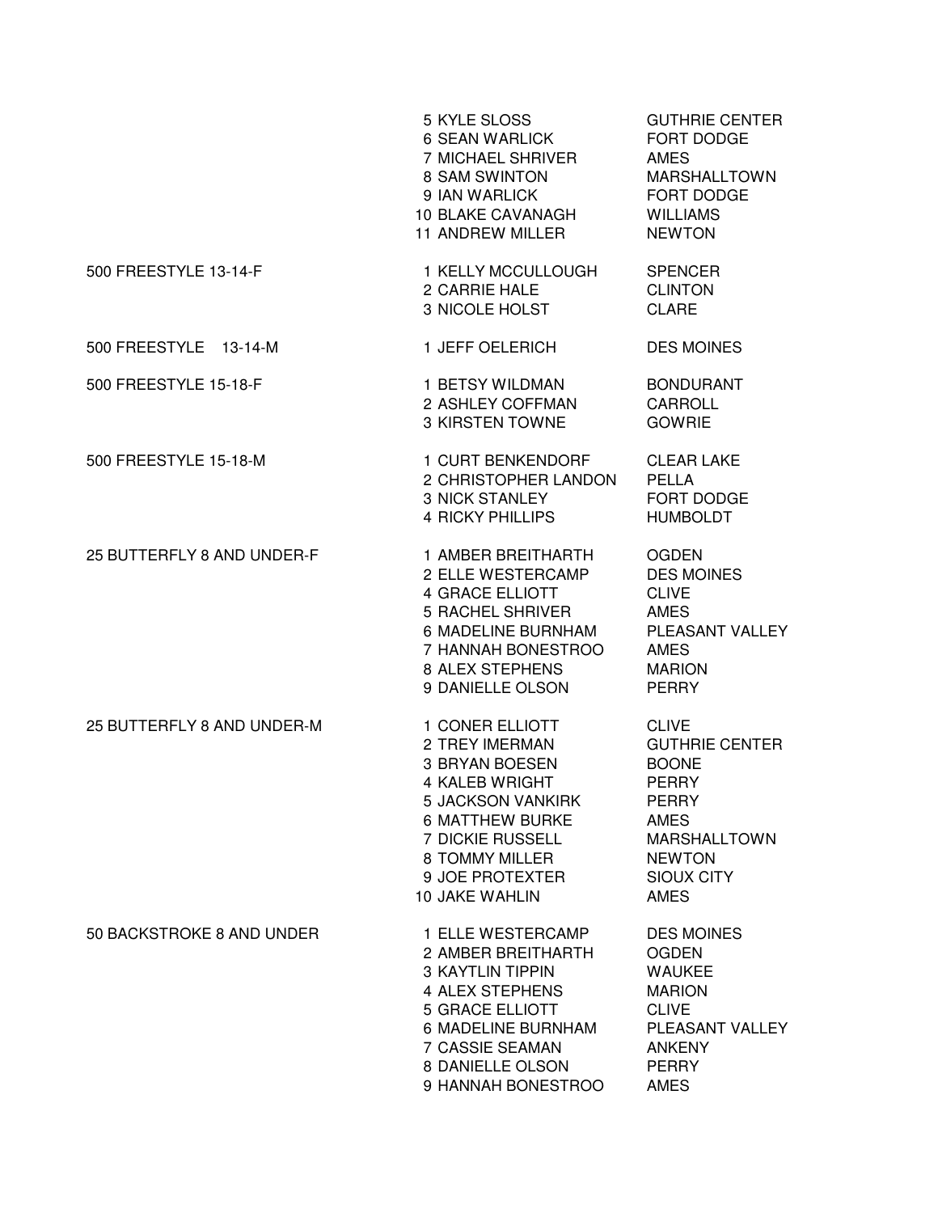| Event | Place | Name | Team |
|---|---|---|---|
| | 5 | KYLE SLOSS | GUTHRIE CENTER |
| | 6 | SEAN WARLICK | FORT DODGE |
| | 7 | MICHAEL SHRIVER | AMES |
| | 8 | SAM SWINTON | MARSHALLTOWN |
| | 9 | IAN WARLICK | FORT DODGE |
| | 10 | BLAKE CAVANAGH | WILLIAMS |
| | 11 | ANDREW MILLER | NEWTON |
| 500 FREESTYLE 13-14-F | 1 | KELLY MCCULLOUGH | SPENCER |
| | 2 | CARRIE HALE | CLINTON |
| | 3 | NICOLE HOLST | CLARE |
| 500 FREESTYLE 13-14-M | 1 | JEFF OELERICH | DES MOINES |
| 500 FREESTYLE 15-18-F | 1 | BETSY WILDMAN | BONDURANT |
| | 2 | ASHLEY COFFMAN | CARROLL |
| | 3 | KIRSTEN TOWNE | GOWRIE |
| 500 FREESTYLE 15-18-M | 1 | CURT BENKENDORF | CLEAR LAKE |
| | 2 | CHRISTOPHER LANDON | PELLA |
| | 3 | NICK STANLEY | FORT DODGE |
| | 4 | RICKY PHILLIPS | HUMBOLDT |
| 25 BUTTERFLY 8 AND UNDER-F | 1 | AMBER BREITHARTH | OGDEN |
| | 2 | ELLE WESTERCAMP | DES MOINES |
| | 4 | GRACE ELLIOTT | CLIVE |
| | 5 | RACHEL SHRIVER | AMES |
| | 6 | MADELINE BURNHAM | PLEASANT VALLEY |
| | 7 | HANNAH BONESTROO | AMES |
| | 8 | ALEX STEPHENS | MARION |
| | 9 | DANIELLE OLSON | PERRY |
| 25 BUTTERFLY 8 AND UNDER-M | 1 | CONER ELLIOTT | CLIVE |
| | 2 | TREY IMERMAN | GUTHRIE CENTER |
| | 3 | BRYAN BOESEN | BOONE |
| | 4 | KALEB WRIGHT | PERRY |
| | 5 | JACKSON VANKIRK | PERRY |
| | 6 | MATTHEW BURKE | AMES |
| | 7 | DICKIE RUSSELL | MARSHALLTOWN |
| | 8 | TOMMY MILLER | NEWTON |
| | 9 | JOE PROTEXTER | SIOUX CITY |
| | 10 | JAKE WAHLIN | AMES |
| 50 BACKSTROKE 8 AND UNDER | 1 | ELLE WESTERCAMP | DES MOINES |
| | 2 | AMBER BREITHARTH | OGDEN |
| | 3 | KAYTLIN TIPPIN | WAUKEE |
| | 4 | ALEX STEPHENS | MARION |
| | 5 | GRACE ELLIOTT | CLIVE |
| | 6 | MADELINE BURNHAM | PLEASANT VALLEY |
| | 7 | CASSIE SEAMAN | ANKENY |
| | 8 | DANIELLE OLSON | PERRY |
| | 9 | HANNAH BONESTROO | AMES |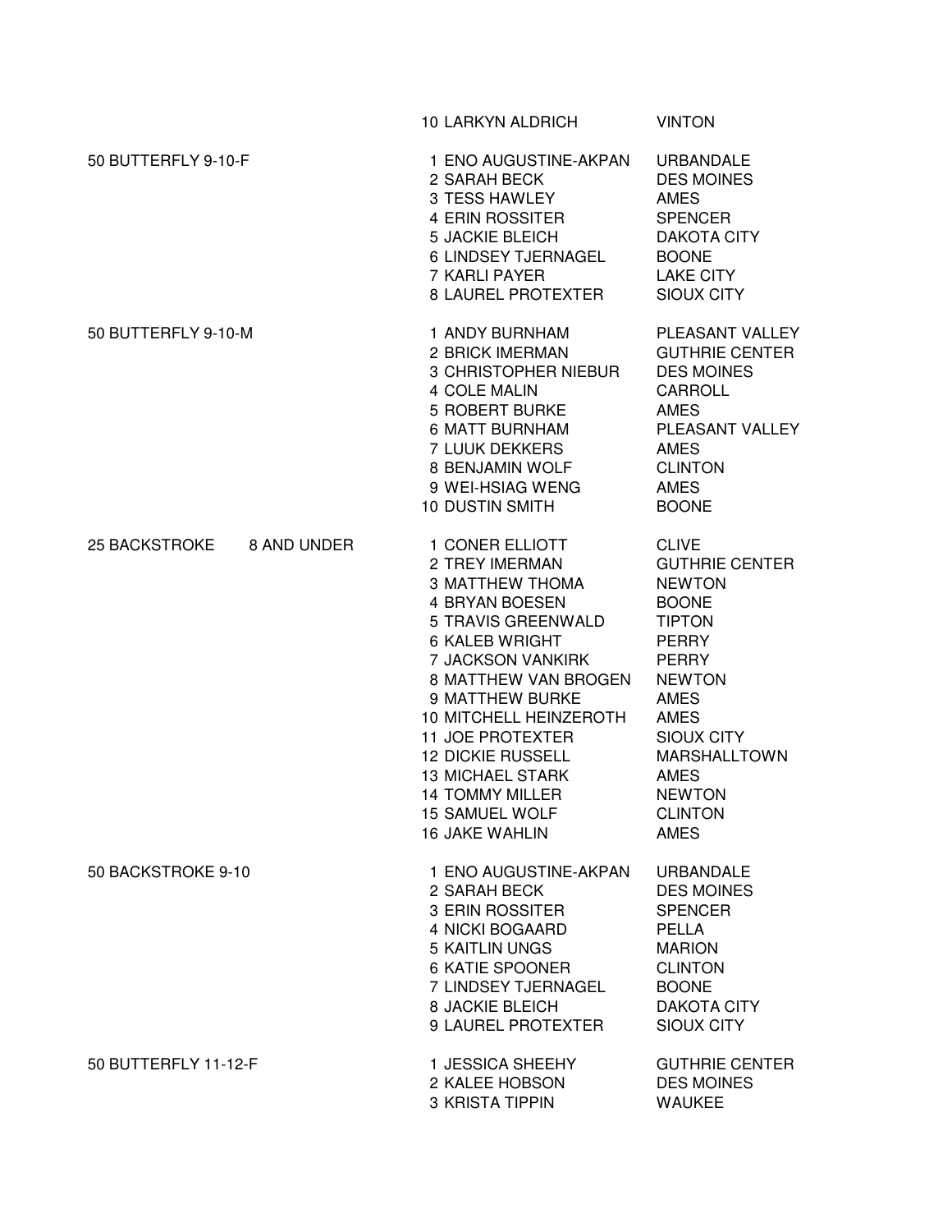| Event | Place | Name | City |
| --- | --- | --- | --- |
| | 10 | LARKYN ALDRICH | VINTON |
| 50 BUTTERFLY 9-10-F | 1 | ENO AUGUSTINE-AKPAN | URBANDALE |
| | 2 | SARAH BECK | DES MOINES |
| | 3 | TESS HAWLEY | AMES |
| | 4 | ERIN ROSSITER | SPENCER |
| | 5 | JACKIE BLEICH | DAKOTA CITY |
| | 6 | LINDSEY TJERNAGEL | BOONE |
| | 7 | KARLI PAYER | LAKE CITY |
| | 8 | LAUREL PROTEXTER | SIOUX CITY |
| 50 BUTTERFLY 9-10-M | 1 | ANDY BURNHAM | PLEASANT VALLEY |
| | 2 | BRICK IMERMAN | GUTHRIE CENTER |
| | 3 | CHRISTOPHER NIEBUR | DES MOINES |
| | 4 | COLE MALIN | CARROLL |
| | 5 | ROBERT BURKE | AMES |
| | 6 | MATT BURNHAM | PLEASANT VALLEY |
| | 7 | LUUK DEKKERS | AMES |
| | 8 | BENJAMIN WOLF | CLINTON |
| | 9 | WEI-HSIAG WENG | AMES |
| | 10 | DUSTIN SMITH | BOONE |
| 25 BACKSTROKE 8 AND UNDER | 1 | CONER ELLIOTT | CLIVE |
| | 2 | TREY IMERMAN | GUTHRIE CENTER |
| | 3 | MATTHEW THOMA | NEWTON |
| | 4 | BRYAN BOESEN | BOONE |
| | 5 | TRAVIS GREENWALD | TIPTON |
| | 6 | KALEB WRIGHT | PERRY |
| | 7 | JACKSON VANKIRK | PERRY |
| | 8 | MATTHEW VAN BROGEN | NEWTON |
| | 9 | MATTHEW BURKE | AMES |
| | 10 | MITCHELL HEINZEROTH | AMES |
| | 11 | JOE PROTEXTER | SIOUX CITY |
| | 12 | DICKIE RUSSELL | MARSHALLTOWN |
| | 13 | MICHAEL STARK | AMES |
| | 14 | TOMMY MILLER | NEWTON |
| | 15 | SAMUEL WOLF | CLINTON |
| | 16 | JAKE WAHLIN | AMES |
| 50 BACKSTROKE 9-10 | 1 | ENO AUGUSTINE-AKPAN | URBANDALE |
| | 2 | SARAH BECK | DES MOINES |
| | 3 | ERIN ROSSITER | SPENCER |
| | 4 | NICKI BOGAARD | PELLA |
| | 5 | KAITLIN UNGS | MARION |
| | 6 | KATIE SPOONER | CLINTON |
| | 7 | LINDSEY TJERNAGEL | BOONE |
| | 8 | JACKIE BLEICH | DAKOTA CITY |
| | 9 | LAUREL PROTEXTER | SIOUX CITY |
| 50 BUTTERFLY 11-12-F | 1 | JESSICA SHEEHY | GUTHRIE CENTER |
| | 2 | KALEE HOBSON | DES MOINES |
| | 3 | KRISTA TIPPIN | WAUKEE |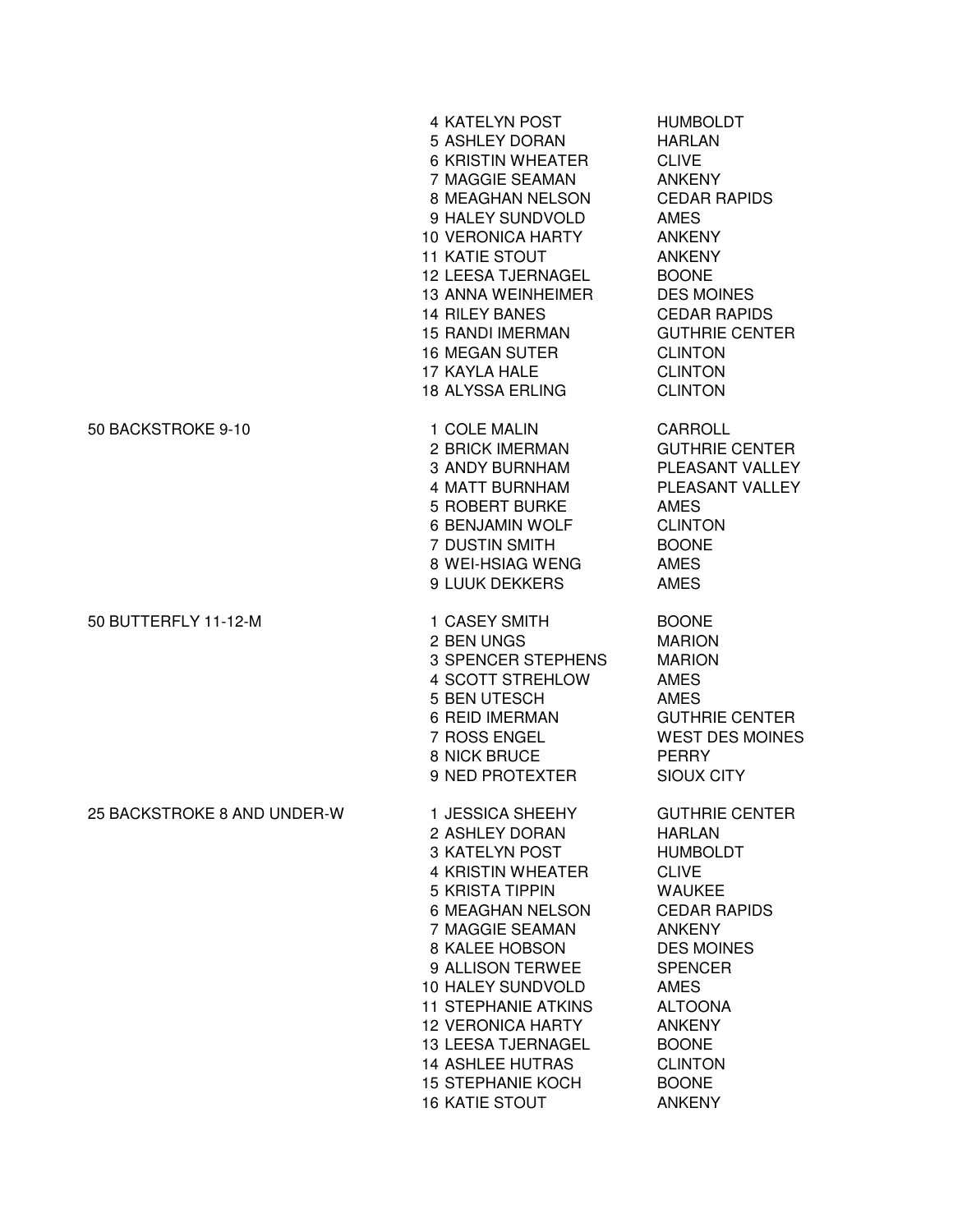| Event | Place | Name | City |
|---|---|---|---|
| | 4 | KATELYN POST | HUMBOLDT |
| | 5 | ASHLEY DORAN | HARLAN |
| | 6 | KRISTIN WHEATER | CLIVE |
| | 7 | MAGGIE SEAMAN | ANKENY |
| | 8 | MEAGHAN NELSON | CEDAR RAPIDS |
| | 9 | HALEY SUNDVOLD | AMES |
| | 10 | VERONICA HARTY | ANKENY |
| | 11 | KATIE STOUT | ANKENY |
| | 12 | LEESA TJERNAGEL | BOONE |
| | 13 | ANNA WEINHEIMER | DES MOINES |
| | 14 | RILEY BANES | CEDAR RAPIDS |
| | 15 | RANDI IMERMAN | GUTHRIE CENTER |
| | 16 | MEGAN SUTER | CLINTON |
| | 17 | KAYLA HALE | CLINTON |
| | 18 | ALYSSA ERLING | CLINTON |
| 50 BACKSTROKE 9-10 | 1 | COLE MALIN | CARROLL |
| | 2 | BRICK IMERMAN | GUTHRIE CENTER |
| | 3 | ANDY BURNHAM | PLEASANT VALLEY |
| | 4 | MATT BURNHAM | PLEASANT VALLEY |
| | 5 | ROBERT BURKE | AMES |
| | 6 | BENJAMIN WOLF | CLINTON |
| | 7 | DUSTIN SMITH | BOONE |
| | 8 | WEI-HSIAG WENG | AMES |
| | 9 | LUUK DEKKERS | AMES |
| 50 BUTTERFLY 11-12-M | 1 | CASEY SMITH | BOONE |
| | 2 | BEN UNGS | MARION |
| | 3 | SPENCER STEPHENS | MARION |
| | 4 | SCOTT STREHLOW | AMES |
| | 5 | BEN UTESCH | AMES |
| | 6 | REID IMERMAN | GUTHRIE CENTER |
| | 7 | ROSS ENGEL | WEST DES MOINES |
| | 8 | NICK BRUCE | PERRY |
| | 9 | NED PROTEXTER | SIOUX CITY |
| 25 BACKSTROKE 8 AND UNDER-W | 1 | JESSICA SHEEHY | GUTHRIE CENTER |
| | 2 | ASHLEY DORAN | HARLAN |
| | 3 | KATELYN POST | HUMBOLDT |
| | 4 | KRISTIN WHEATER | CLIVE |
| | 5 | KRISTA TIPPIN | WAUKEE |
| | 6 | MEAGHAN NELSON | CEDAR RAPIDS |
| | 7 | MAGGIE SEAMAN | ANKENY |
| | 8 | KALEE HOBSON | DES MOINES |
| | 9 | ALLISON TERWEE | SPENCER |
| | 10 | HALEY SUNDVOLD | AMES |
| | 11 | STEPHANIE ATKINS | ALTOONA |
| | 12 | VERONICA HARTY | ANKENY |
| | 13 | LEESA TJERNAGEL | BOONE |
| | 14 | ASHLEE HUTRAS | CLINTON |
| | 15 | STEPHANIE KOCH | BOONE |
| | 16 | KATIE STOUT | ANKENY |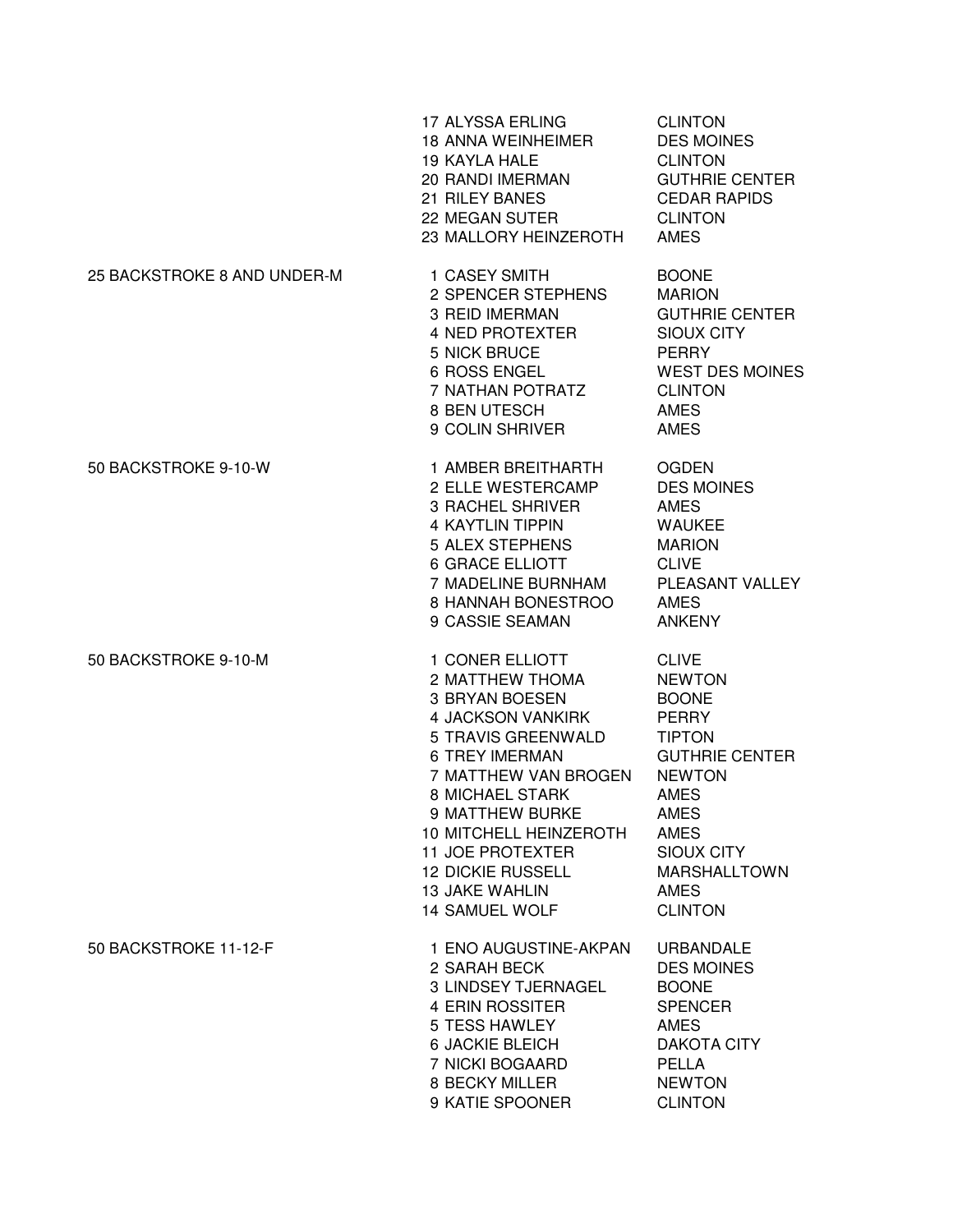| Event | Place | Name | City |
|---|---|---|---|
| | 17 | ALYSSA ERLING | CLINTON |
| | 18 | ANNA WEINHEIMER | DES MOINES |
| | 19 | KAYLA HALE | CLINTON |
| | 20 | RANDI IMERMAN | GUTHRIE CENTER |
| | 21 | RILEY BANES | CEDAR RAPIDS |
| | 22 | MEGAN SUTER | CLINTON |
| | 23 | MALLORY HEINZEROTH | AMES |
| 25 BACKSTROKE 8 AND UNDER-M | 1 | CASEY SMITH | BOONE |
| | 2 | SPENCER STEPHENS | MARION |
| | 3 | REID IMERMAN | GUTHRIE CENTER |
| | 4 | NED PROTEXTER | SIOUX CITY |
| | 5 | NICK BRUCE | PERRY |
| | 6 | ROSS ENGEL | WEST DES MOINES |
| | 7 | NATHAN POTRATZ | CLINTON |
| | 8 | BEN UTESCH | AMES |
| | 9 | COLIN SHRIVER | AMES |
| 50 BACKSTROKE 9-10-W | 1 | AMBER BREITHARTH | OGDEN |
| | 2 | ELLE WESTERCAMP | DES MOINES |
| | 3 | RACHEL SHRIVER | AMES |
| | 4 | KAYTLIN TIPPIN | WAUKEE |
| | 5 | ALEX STEPHENS | MARION |
| | 6 | GRACE ELLIOTT | CLIVE |
| | 7 | MADELINE BURNHAM | PLEASANT VALLEY |
| | 8 | HANNAH BONESTROO | AMES |
| | 9 | CASSIE SEAMAN | ANKENY |
| 50 BACKSTROKE 9-10-M | 1 | CONER ELLIOTT | CLIVE |
| | 2 | MATTHEW THOMA | NEWTON |
| | 3 | BRYAN BOESEN | BOONE |
| | 4 | JACKSON VANKIRK | PERRY |
| | 5 | TRAVIS GREENWALD | TIPTON |
| | 6 | TREY IMERMAN | GUTHRIE CENTER |
| | 7 | MATTHEW VAN BROGEN | NEWTON |
| | 8 | MICHAEL STARK | AMES |
| | 9 | MATTHEW BURKE | AMES |
| | 10 | MITCHELL HEINZEROTH | AMES |
| | 11 | JOE PROTEXTER | SIOUX CITY |
| | 12 | DICKIE RUSSELL | MARSHALLTOWN |
| | 13 | JAKE WAHLIN | AMES |
| | 14 | SAMUEL WOLF | CLINTON |
| 50 BACKSTROKE 11-12-F | 1 | ENO AUGUSTINE-AKPAN | URBANDALE |
| | 2 | SARAH BECK | DES MOINES |
| | 3 | LINDSEY TJERNAGEL | BOONE |
| | 4 | ERIN ROSSITER | SPENCER |
| | 5 | TESS HAWLEY | AMES |
| | 6 | JACKIE BLEICH | DAKOTA CITY |
| | 7 | NICKI BOGAARD | PELLA |
| | 8 | BECKY MILLER | NEWTON |
| | 9 | KATIE SPOONER | CLINTON |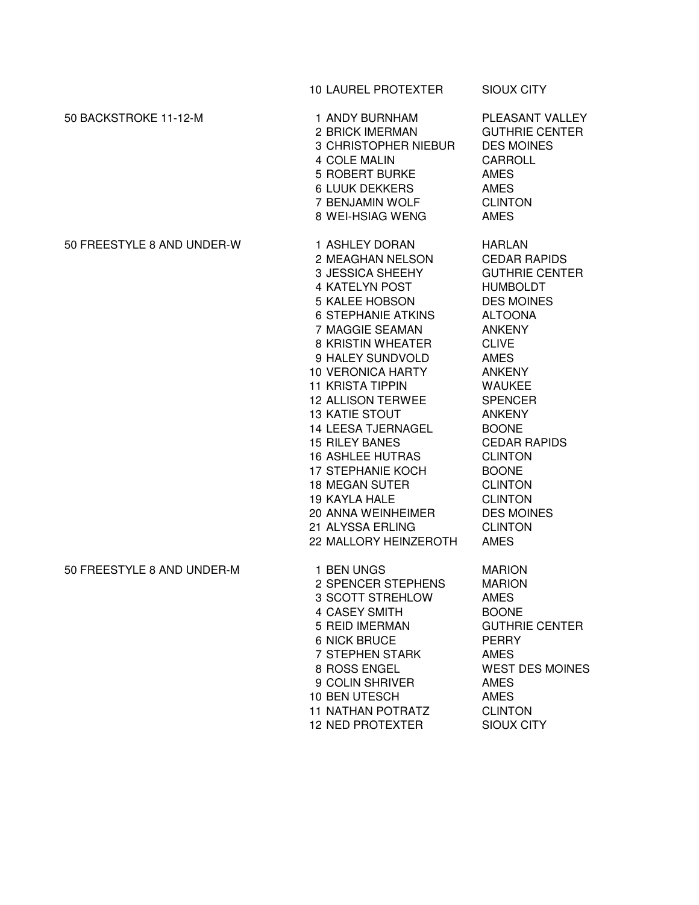| | | | |
|---|---|---|---|
| | 10 | LAUREL PROTEXTER | SIOUX CITY |
| 50 BACKSTROKE 11-12-M | 1 | ANDY BURNHAM | PLEASANT VALLEY |
| | 2 | BRICK IMERMAN | GUTHRIE CENTER |
| | 3 | CHRISTOPHER NIEBUR | DES MOINES |
| | 4 | COLE MALIN | CARROLL |
| | 5 | ROBERT BURKE | AMES |
| | 6 | LUUK DEKKERS | AMES |
| | 7 | BENJAMIN WOLF | CLINTON |
| | 8 | WEI-HSIAG WENG | AMES |
| 50 FREESTYLE 8 AND UNDER-W | 1 | ASHLEY DORAN | HARLAN |
| | 2 | MEAGHAN NELSON | CEDAR RAPIDS |
| | 3 | JESSICA SHEEHY | GUTHRIE CENTER |
| | 4 | KATELYN POST | HUMBOLDT |
| | 5 | KALEE HOBSON | DES MOINES |
| | 6 | STEPHANIE ATKINS | ALTOONA |
| | 7 | MAGGIE SEAMAN | ANKENY |
| | 8 | KRISTIN WHEATER | CLIVE |
| | 9 | HALEY SUNDVOLD | AMES |
| | 10 | VERONICA HARTY | ANKENY |
| | 11 | KRISTA TIPPIN | WAUKEE |
| | 12 | ALLISON TERWEE | SPENCER |
| | 13 | KATIE STOUT | ANKENY |
| | 14 | LEESA TJERNAGEL | BOONE |
| | 15 | RILEY BANES | CEDAR RAPIDS |
| | 16 | ASHLEE HUTRAS | CLINTON |
| | 17 | STEPHANIE KOCH | BOONE |
| | 18 | MEGAN SUTER | CLINTON |
| | 19 | KAYLA HALE | CLINTON |
| | 20 | ANNA WEINHEIMER | DES MOINES |
| | 21 | ALYSSA ERLING | CLINTON |
| | 22 | MALLORY HEINZEROTH | AMES |
| 50 FREESTYLE 8 AND UNDER-M | 1 | BEN UNGS | MARION |
| | 2 | SPENCER STEPHENS | MARION |
| | 3 | SCOTT STREHLOW | AMES |
| | 4 | CASEY SMITH | BOONE |
| | 5 | REID IMERMAN | GUTHRIE CENTER |
| | 6 | NICK BRUCE | PERRY |
| | 7 | STEPHEN STARK | AMES |
| | 8 | ROSS ENGEL | WEST DES MOINES |
| | 9 | COLIN SHRIVER | AMES |
| | 10 | BEN UTESCH | AMES |
| | 11 | NATHAN POTRATZ | CLINTON |
| | 12 | NED PROTEXTER | SIOUX CITY |